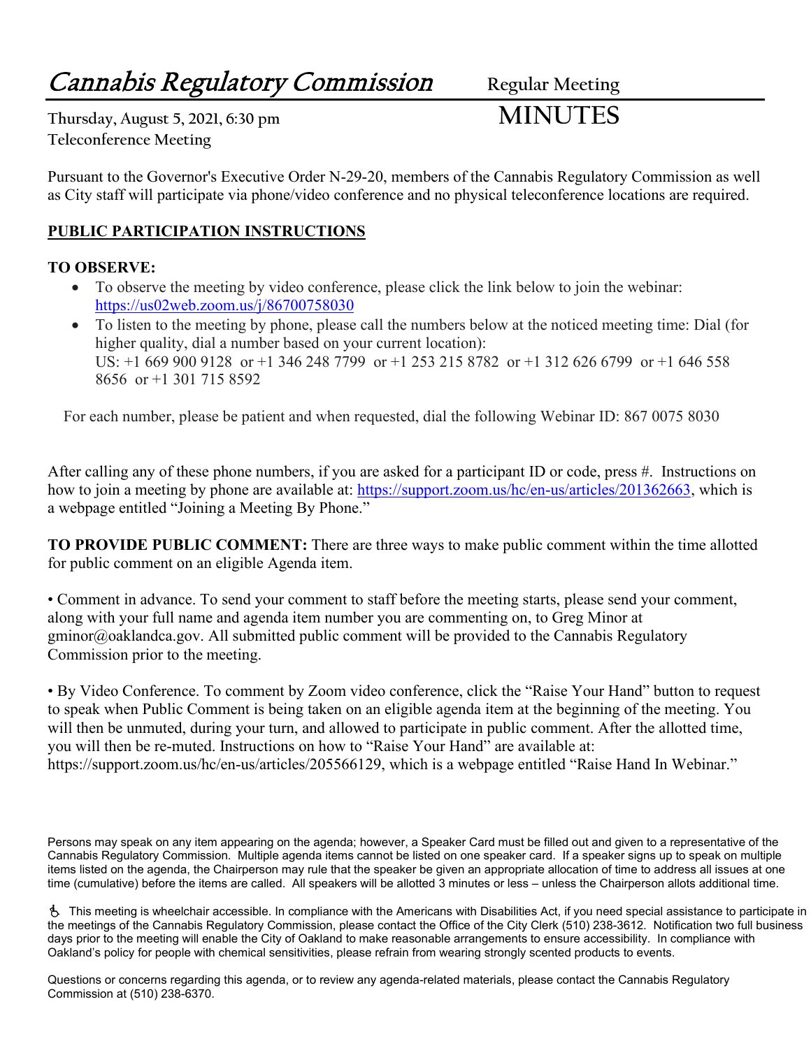# Cannabis Regulatory Commission

**Regular Meeting**

**Thursday, August 5, 2021, 6:30 pm**
**Teleconference Meeting**

# MINUTES

Pursuant to the Governor's Executive Order N-29-20, members of the Cannabis Regulatory Commission as well as City staff will participate via phone/video conference and no physical teleconference locations are required.

**PUBLIC PARTICIPATION INSTRUCTIONS**

**TO OBSERVE:**

- To observe the meeting by video conference, please click the link below to join the webinar: https://us02web.zoom.us/j/86700758030
- To listen to the meeting by phone, please call the numbers below at the noticed meeting time: Dial (for higher quality, dial a number based on your current location):
  US: +1 669 900 9128 or +1 346 248 7799 or +1 253 215 8782 or +1 312 626 6799 or +1 646 558 8656 or +1 301 715 8592

For each number, please be patient and when requested, dial the following Webinar ID: 867 0075 8030

After calling any of these phone numbers, if you are asked for a participant ID or code, press #. Instructions on how to join a meeting by phone are available at: https://support.zoom.us/hc/en-us/articles/201362663, which is a webpage entitled "Joining a Meeting By Phone."

**TO PROVIDE PUBLIC COMMENT:** There are three ways to make public comment within the time allotted for public comment on an eligible Agenda item.

• Comment in advance. To send your comment to staff before the meeting starts, please send your comment, along with your full name and agenda item number you are commenting on, to Greg Minor at gminor@oaklandca.gov. All submitted public comment will be provided to the Cannabis Regulatory Commission prior to the meeting.

• By Video Conference. To comment by Zoom video conference, click the "Raise Your Hand" button to request to speak when Public Comment is being taken on an eligible agenda item at the beginning of the meeting. You will then be unmuted, during your turn, and allowed to participate in public comment. After the allotted time, you will then be re-muted. Instructions on how to "Raise Your Hand" are available at: https://support.zoom.us/hc/en-us/articles/205566129, which is a webpage entitled "Raise Hand In Webinar."

Persons may speak on any item appearing on the agenda; however, a Speaker Card must be filled out and given to a representative of the Cannabis Regulatory Commission. Multiple agenda items cannot be listed on one speaker card. If a speaker signs up to speak on multiple items listed on the agenda, the Chairperson may rule that the speaker be given an appropriate allocation of time to address all issues at one time (cumulative) before the items are called. All speakers will be allotted 3 minutes or less – unless the Chairperson allots additional time.

♿ This meeting is wheelchair accessible. In compliance with the Americans with Disabilities Act, if you need special assistance to participate in the meetings of the Cannabis Regulatory Commission, please contact the Office of the City Clerk (510) 238-3612. Notification two full business days prior to the meeting will enable the City of Oakland to make reasonable arrangements to ensure accessibility. In compliance with Oakland's policy for people with chemical sensitivities, please refrain from wearing strongly scented products to events.

Questions or concerns regarding this agenda, or to review any agenda-related materials, please contact the Cannabis Regulatory Commission at (510) 238-6370.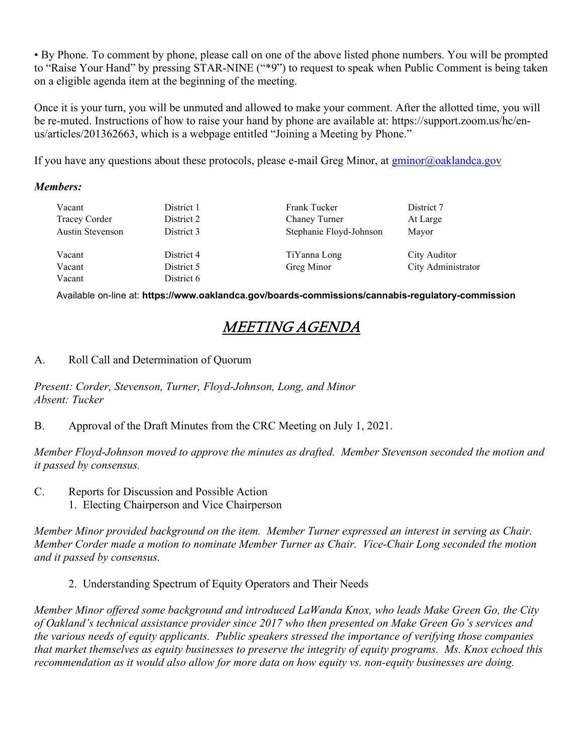• By Phone. To comment by phone, please call on one of the above listed phone numbers. You will be prompted to "Raise Your Hand" by pressing STAR-NINE ("*9") to request to speak when Public Comment is being taken on a eligible agenda item at the beginning of the meeting.

Once it is your turn, you will be unmuted and allowed to make your comment. After the allotted time, you will be re-muted. Instructions of how to raise your hand by phone are available at: https://support.zoom.us/hc/en-us/articles/201362663, which is a webpage entitled "Joining a Meeting by Phone."

If you have any questions about these protocols, please e-mail Greg Minor, at gminor@oaklandca.gov

***Members:***

| | | | |
|---|---|---|---|
| Vacant | District 1 | Frank Tucker | District 7 |
| Tracey Corder | District 2 | Chaney Turner | At Large |
| Austin Stevenson | District 3 | Stephanie Floyd-Johnson | Mayor |
| Vacant | District 4 | TiYanna Long | City Auditor |
| Vacant | District 5 | Greg Minor | City Administrator |
| Vacant | District 6 | | |

Available on-line at: **https://www.oaklandca.gov/boards-commissions/cannabis-regulatory-commission**

# MEETING AGENDA

A. Roll Call and Determination of Quorum

*Present: Corder, Stevenson, Turner, Floyd-Johnson, Long, and Minor*
*Absent: Tucker*

B. Approval of the Draft Minutes from the CRC Meeting on July 1, 2021.

*Member Floyd-Johnson moved to approve the minutes as drafted. Member Stevenson seconded the motion and it passed by consensus.*

C. Reports for Discussion and Possible Action
   1. Electing Chairperson and Vice Chairperson

*Member Minor provided background on the item. Member Turner expressed an interest in serving as Chair. Member Corder made a motion to nominate Member Turner as Chair. Vice-Chair Long seconded the motion and it passed by consensus.*

   2. Understanding Spectrum of Equity Operators and Their Needs

*Member Minor offered some background and introduced LaWanda Knox, who leads Make Green Go, the City of Oakland's technical assistance provider since 2017 who then presented on Make Green Go's services and the various needs of equity applicants. Public speakers stressed the importance of verifying those companies that market themselves as equity businesses to preserve the integrity of equity programs. Ms. Knox echoed this recommendation as it would also allow for more data on how equity vs. non-equity businesses are doing.*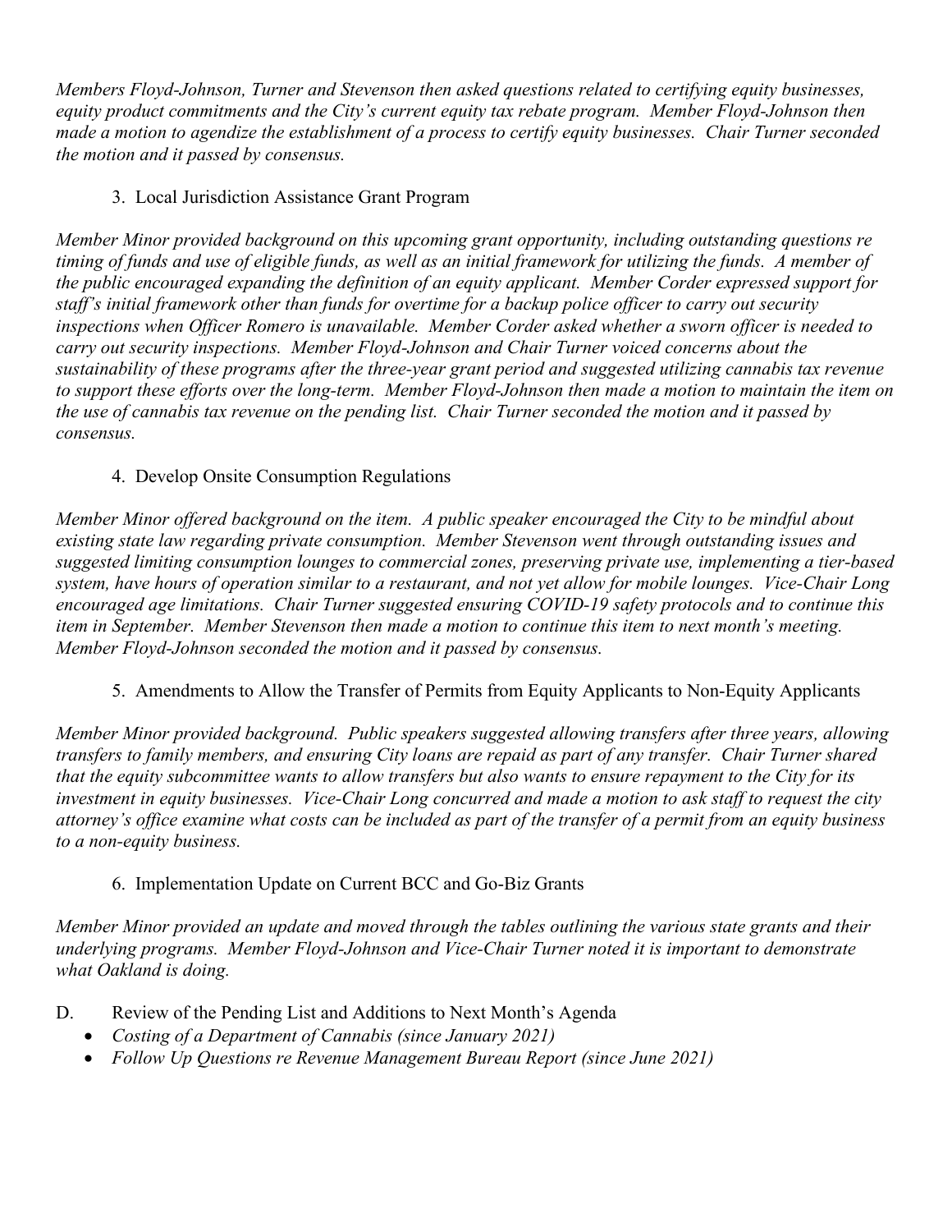*Members Floyd-Johnson, Turner and Stevenson then asked questions related to certifying equity businesses, equity product commitments and the City's current equity tax rebate program. Member Floyd-Johnson then made a motion to agendize the establishment of a process to certify equity businesses. Chair Turner seconded the motion and it passed by consensus.*

3. Local Jurisdiction Assistance Grant Program

*Member Minor provided background on this upcoming grant opportunity, including outstanding questions re timing of funds and use of eligible funds, as well as an initial framework for utilizing the funds. A member of the public encouraged expanding the definition of an equity applicant. Member Corder expressed support for staff's initial framework other than funds for overtime for a backup police officer to carry out security inspections when Officer Romero is unavailable. Member Corder asked whether a sworn officer is needed to carry out security inspections. Member Floyd-Johnson and Chair Turner voiced concerns about the sustainability of these programs after the three-year grant period and suggested utilizing cannabis tax revenue to support these efforts over the long-term. Member Floyd-Johnson then made a motion to maintain the item on the use of cannabis tax revenue on the pending list. Chair Turner seconded the motion and it passed by consensus.*

4. Develop Onsite Consumption Regulations

*Member Minor offered background on the item. A public speaker encouraged the City to be mindful about existing state law regarding private consumption. Member Stevenson went through outstanding issues and suggested limiting consumption lounges to commercial zones, preserving private use, implementing a tier-based system, have hours of operation similar to a restaurant, and not yet allow for mobile lounges. Vice-Chair Long encouraged age limitations. Chair Turner suggested ensuring COVID-19 safety protocols and to continue this item in September. Member Stevenson then made a motion to continue this item to next month's meeting. Member Floyd-Johnson seconded the motion and it passed by consensus.*

5. Amendments to Allow the Transfer of Permits from Equity Applicants to Non-Equity Applicants

*Member Minor provided background. Public speakers suggested allowing transfers after three years, allowing transfers to family members, and ensuring City loans are repaid as part of any transfer. Chair Turner shared that the equity subcommittee wants to allow transfers but also wants to ensure repayment to the City for its investment in equity businesses. Vice-Chair Long concurred and made a motion to ask staff to request the city attorney's office examine what costs can be included as part of the transfer of a permit from an equity business to a non-equity business.*

6. Implementation Update on Current BCC and Go-Biz Grants

*Member Minor provided an update and moved through the tables outlining the various state grants and their underlying programs. Member Floyd-Johnson and Vice-Chair Turner noted it is important to demonstrate what Oakland is doing.*

D. Review of the Pending List and Additions to Next Month's Agenda

- *Costing of a Department of Cannabis (since January 2021)*
- *Follow Up Questions re Revenue Management Bureau Report (since June 2021)*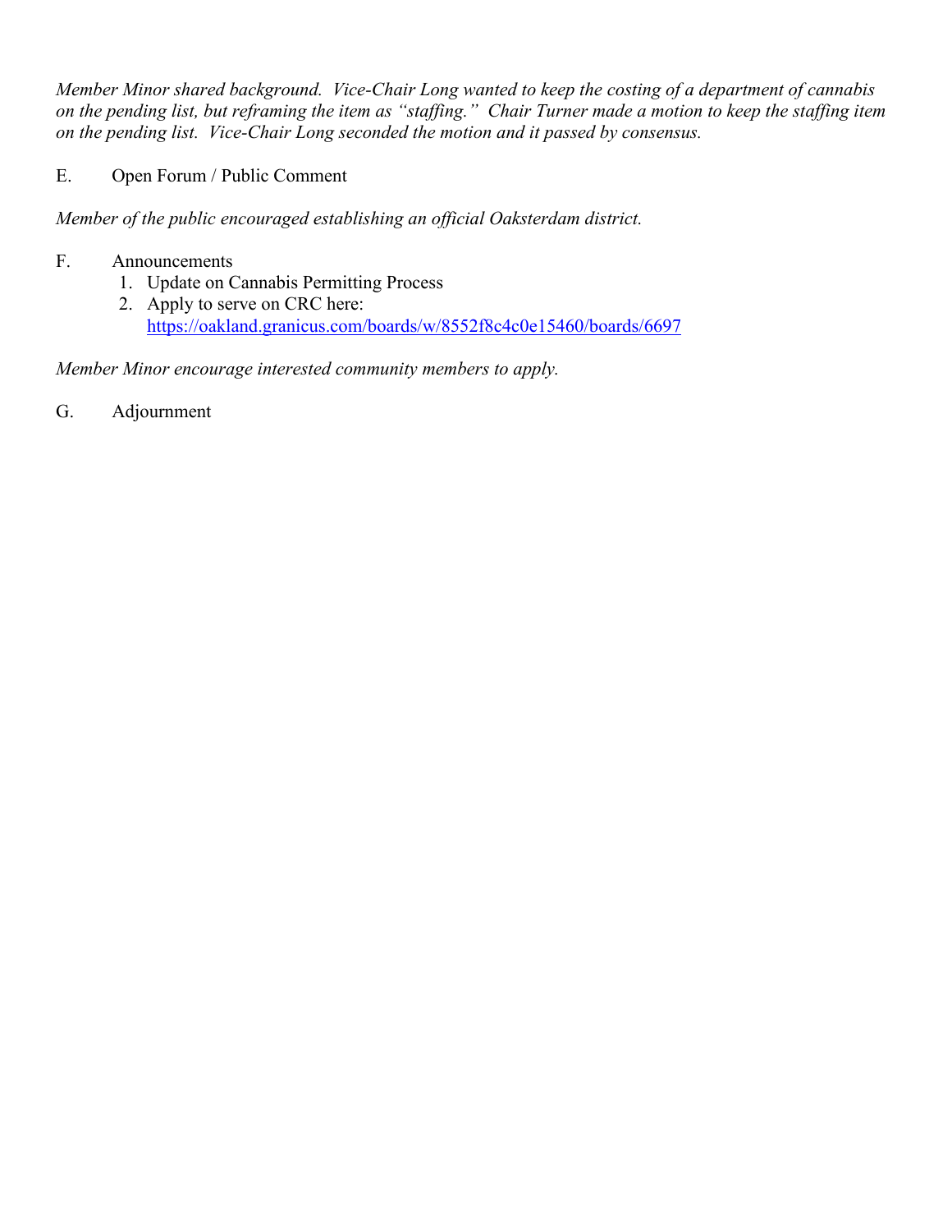*Member Minor shared background. Vice-Chair Long wanted to keep the costing of a department of cannabis on the pending list, but reframing the item as "staffing." Chair Turner made a motion to keep the staffing item on the pending list. Vice-Chair Long seconded the motion and it passed by consensus.*

E. Open Forum / Public Comment

*Member of the public encouraged establishing an official Oaksterdam district.*

F. Announcements
   1. Update on Cannabis Permitting Process
   2. Apply to serve on CRC here: https://oakland.granicus.com/boards/w/8552f8c4c0e15460/boards/6697

*Member Minor encourage interested community members to apply.*

G. Adjournment